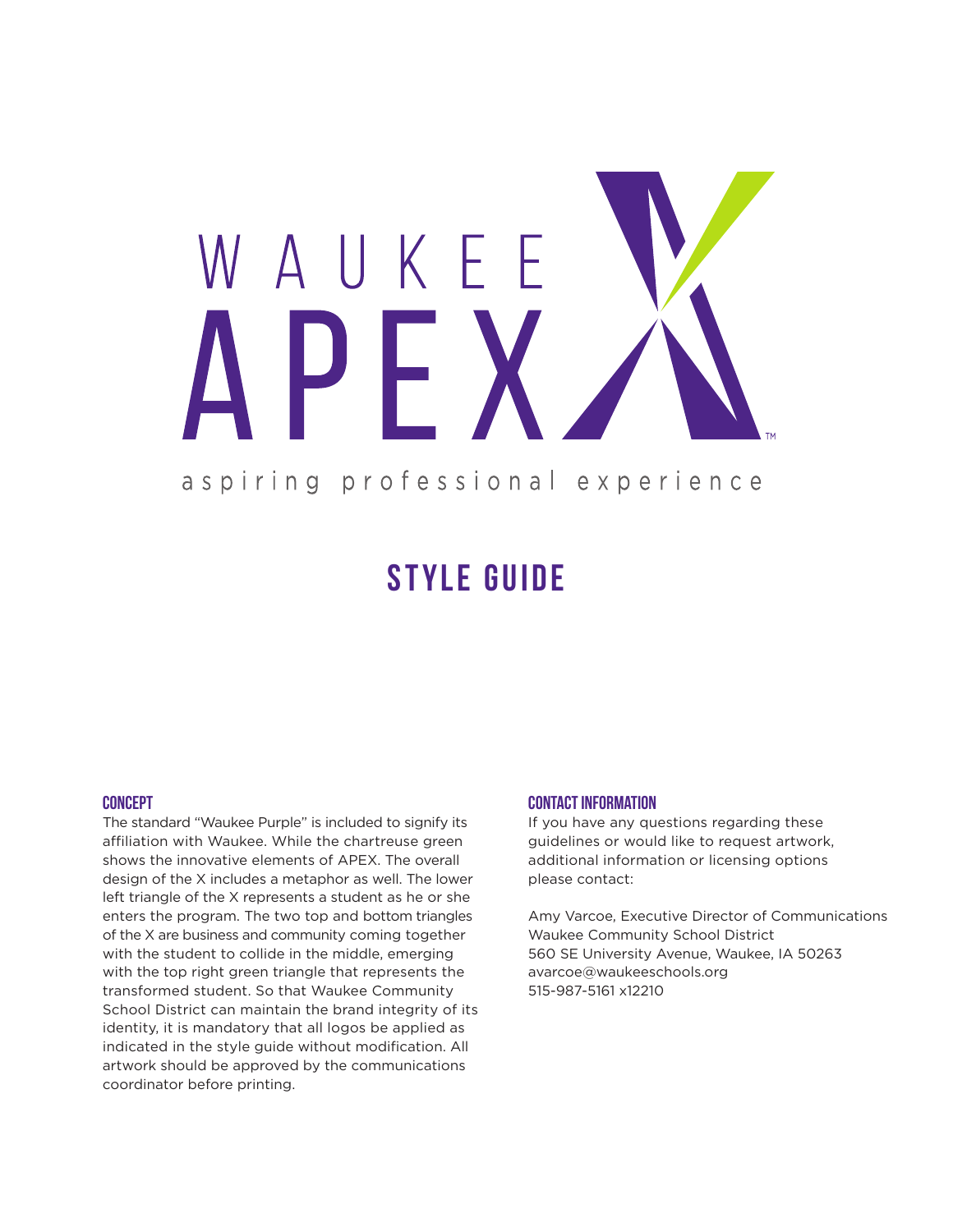WAUKEE

# APEX™

aspiring professional experience

# STYLE GUIDE

### CONCEPT

The standard "Waukee Purple" is included to signify its affiliation with Waukee. While the chartreuse green shows the innovative elements of APEX. The overall design of the X includes a metaphor as well. The lower left triangle of the X represents a student as he or she enters the program. The two top and bottom triangles of the X are business and community coming together with the student to collide in the middle, emerging with the top right green triangle that represents the transformed student. So that Waukee Community School District can maintain the brand integrity of its identity, it is mandatory that all logos be applied as indicated in the style guide without modification. All artwork should be approved by the communications coordinator before printing.

### CONTACT INFORMATION

If you have any questions regarding these guidelines or would like to request artwork, additional information or licensing options please contact:

Amy Varcoe, Executive Director of Communications
Waukee Community School District
560 SE University Avenue, Waukee, IA 50263
avarcoe@waukeeschools.org
515-987-5161 x12210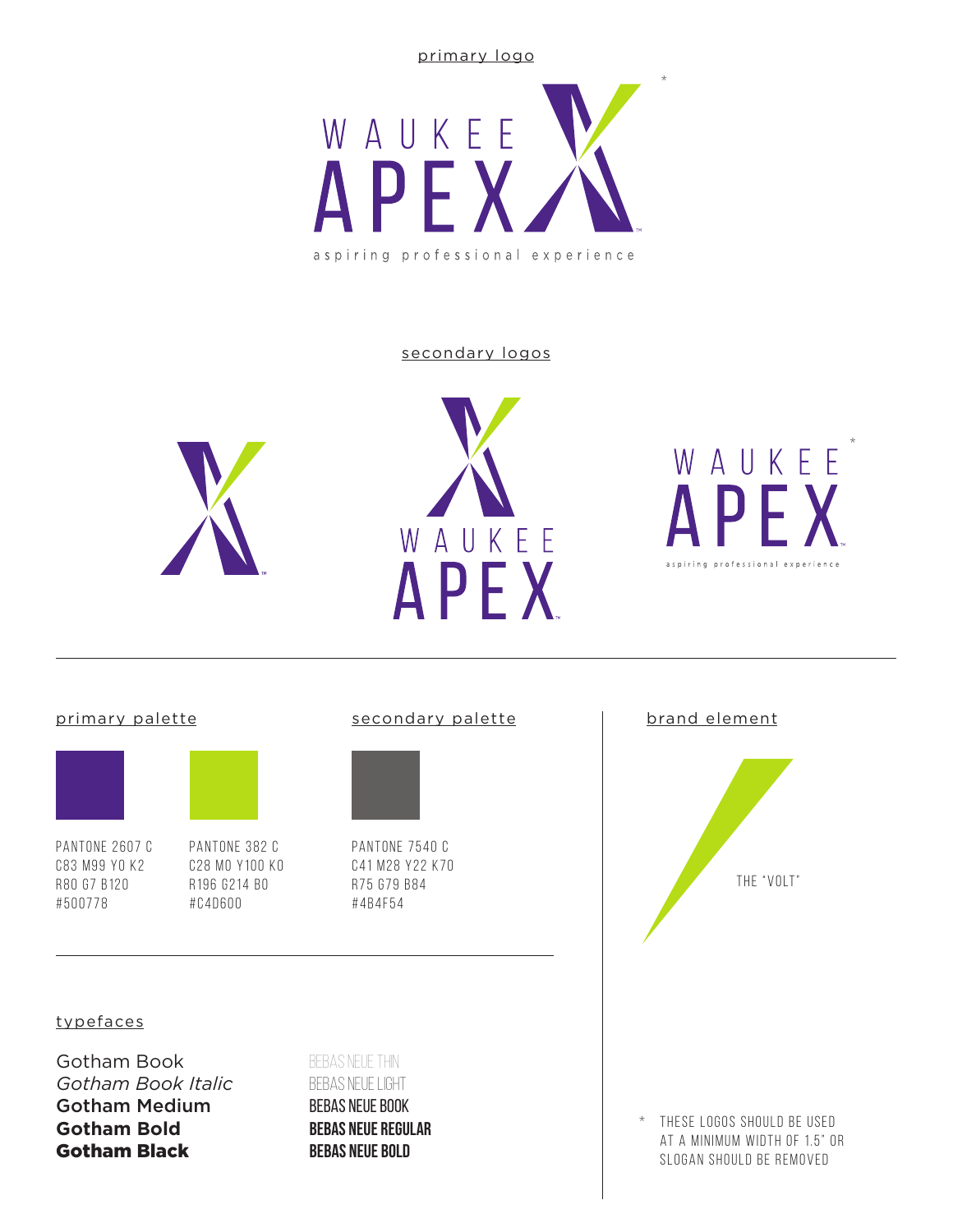primary logo

WAUKEE
APEX*

aspiring professional experience

secondary logos

WAUKEE
APEX

WAUKEE
APEX*

aspiring professional experience

primary palette

PANTONE 2607 C
C83 M99 Y0 K2
R80 G7 B120
#500778

PANTONE 382 C
C28 M0 Y100 K0
R196 G214 B0
#C4D600

secondary palette

PANTONE 7540 C
C41 M28 Y22 K70
R75 G79 B84
#4B4F54

brand element

THE "VOLT"

typefaces

Gotham Book
*Gotham Book Italic*
**Gotham Medium**
**Gotham Bold**
**Gotham Black**

BEBAS NEUE THIN
BEBAS NEUE LIGHT
BEBAS NEUE BOOK
**BEBAS NEUE REGULAR**
**BEBAS NEUE BOLD**

* THESE LOGOS SHOULD BE USED AT A MINIMUM WIDTH OF 1.5" OR SLOGAN SHOULD BE REMOVED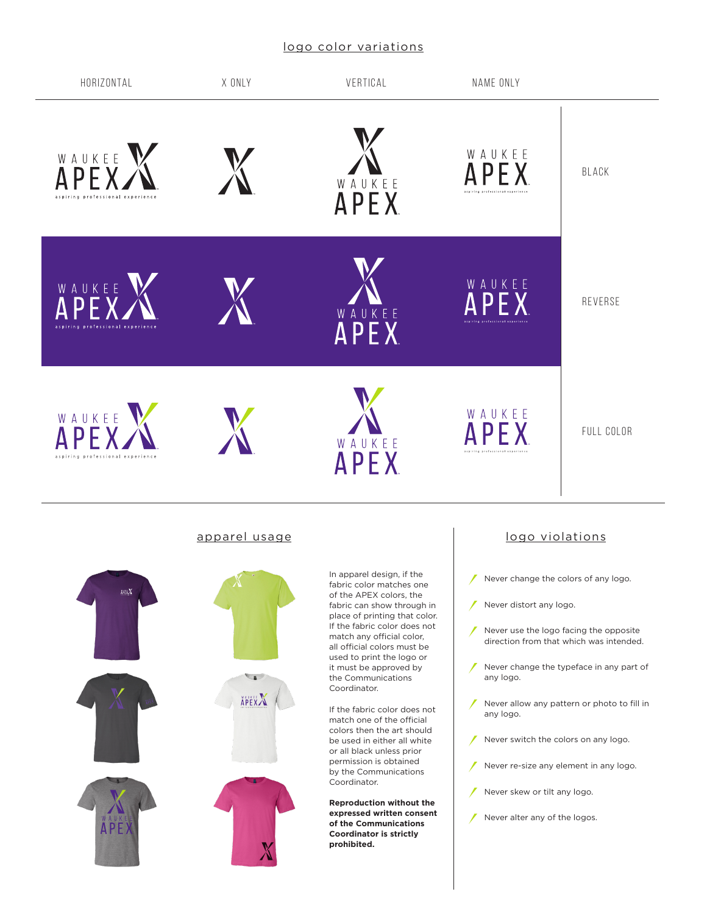## logo color variations

HORIZONTAL

X ONLY

VERTICAL

NAME ONLY

BLACK

REVERSE

FULL COLOR

## apparel usage

In apparel design, if the fabric color matches one of the APEX colors, the fabric can show through in place of printing that color. If the fabric color does not match any official color, all official colors must be used to print the logo or it must be approved by the Communications Coordinator.

If the fabric color does not match one of the official colors then the art should be used in either all white or all black unless prior permission is obtained by the Communications Coordinator.

**Reproduction without the expressed written consent of the Communications Coordinator is strictly prohibited.**

## logo violations

- Never change the colors of any logo.
- Never distort any logo.
- Never use the logo facing the opposite direction from that which was intended.
- Never change the typeface in any part of any logo.
- Never allow any pattern or photo to fill in any logo.
- Never switch the colors on any logo.
- Never re-size any element in any logo.
- Never skew or tilt any logo.
- Never alter any of the logos.